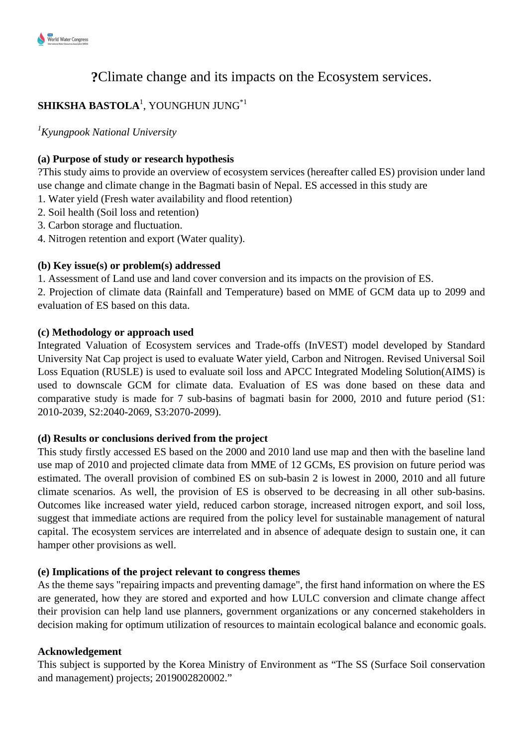# ?Climate change and its impacts on the Ecosystem services.

**SHIKSHA BASTOLA**[1], YOUNGHUN JUNG[*1]

[1]*Kyungpook National University*

**(a) Purpose of study or research hypothesis**

?This study aims to provide an overview of ecosystem services (hereafter called ES) provision under land use change and climate change in the Bagmati basin of Nepal. ES accessed in this study are

1. Water yield (Fresh water availability and flood retention)
2. Soil health (Soil loss and retention)
3. Carbon storage and fluctuation.
4. Nitrogen retention and export (Water quality).

**(b) Key issue(s) or problem(s) addressed**

1. Assessment of Land use and land cover conversion and its impacts on the provision of ES.
2. Projection of climate data (Rainfall and Temperature) based on MME of GCM data up to 2099 and evaluation of ES based on this data.

**(c) Methodology or approach used**

Integrated Valuation of Ecosystem services and Trade-offs (InVEST) model developed by Standard University Nat Cap project is used to evaluate Water yield, Carbon and Nitrogen. Revised Universal Soil Loss Equation (RUSLE) is used to evaluate soil loss and APCC Integrated Modeling Solution(AIMS) is used to downscale GCM for climate data. Evaluation of ES was done based on these data and comparative study is made for 7 sub-basins of bagmati basin for 2000, 2010 and future period (S1: 2010-2039, S2:2040-2069, S3:2070-2099).

**(d) Results or conclusions derived from the project**

This study firstly accessed ES based on the 2000 and 2010 land use map and then with the baseline land use map of 2010 and projected climate data from MME of 12 GCMs, ES provision on future period was estimated. The overall provision of combined ES on sub-basin 2 is lowest in 2000, 2010 and all future climate scenarios. As well, the provision of ES is observed to be decreasing in all other sub-basins. Outcomes like increased water yield, reduced carbon storage, increased nitrogen export, and soil loss, suggest that immediate actions are required from the policy level for sustainable management of natural capital. The ecosystem services are interrelated and in absence of adequate design to sustain one, it can hamper other provisions as well.

**(e) Implications of the project relevant to congress themes**

As the theme says "repairing impacts and preventing damage", the first hand information on where the ES are generated, how they are stored and exported and how LULC conversion and climate change affect their provision can help land use planners, government organizations or any concerned stakeholders in decision making for optimum utilization of resources to maintain ecological balance and economic goals.

**Acknowledgement**

This subject is supported by the Korea Ministry of Environment as “The SS (Surface Soil conservation and management) projects; 2019002820002.”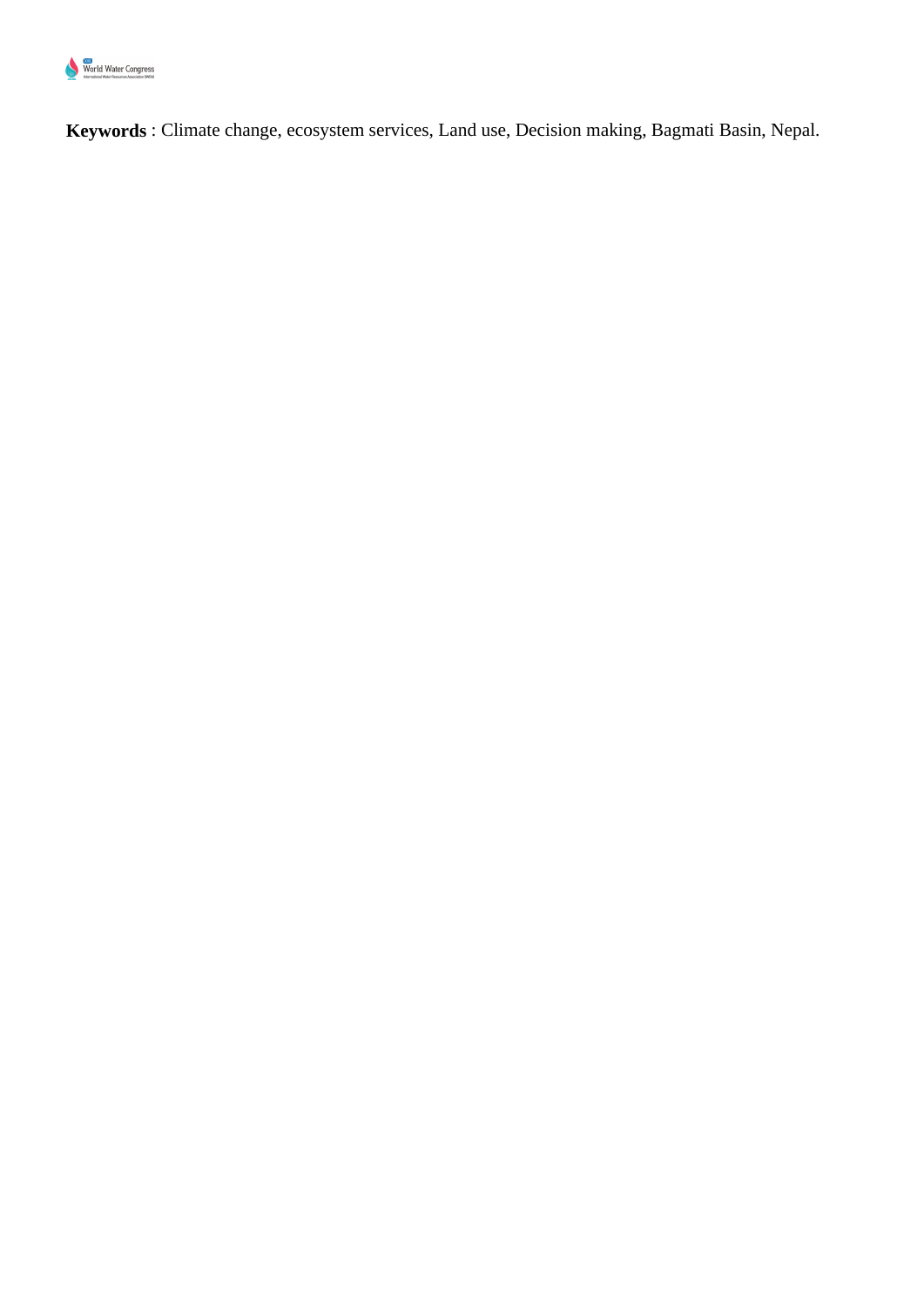**Keywords** : Climate change, ecosystem services, Land use, Decision making, Bagmati Basin, Nepal.